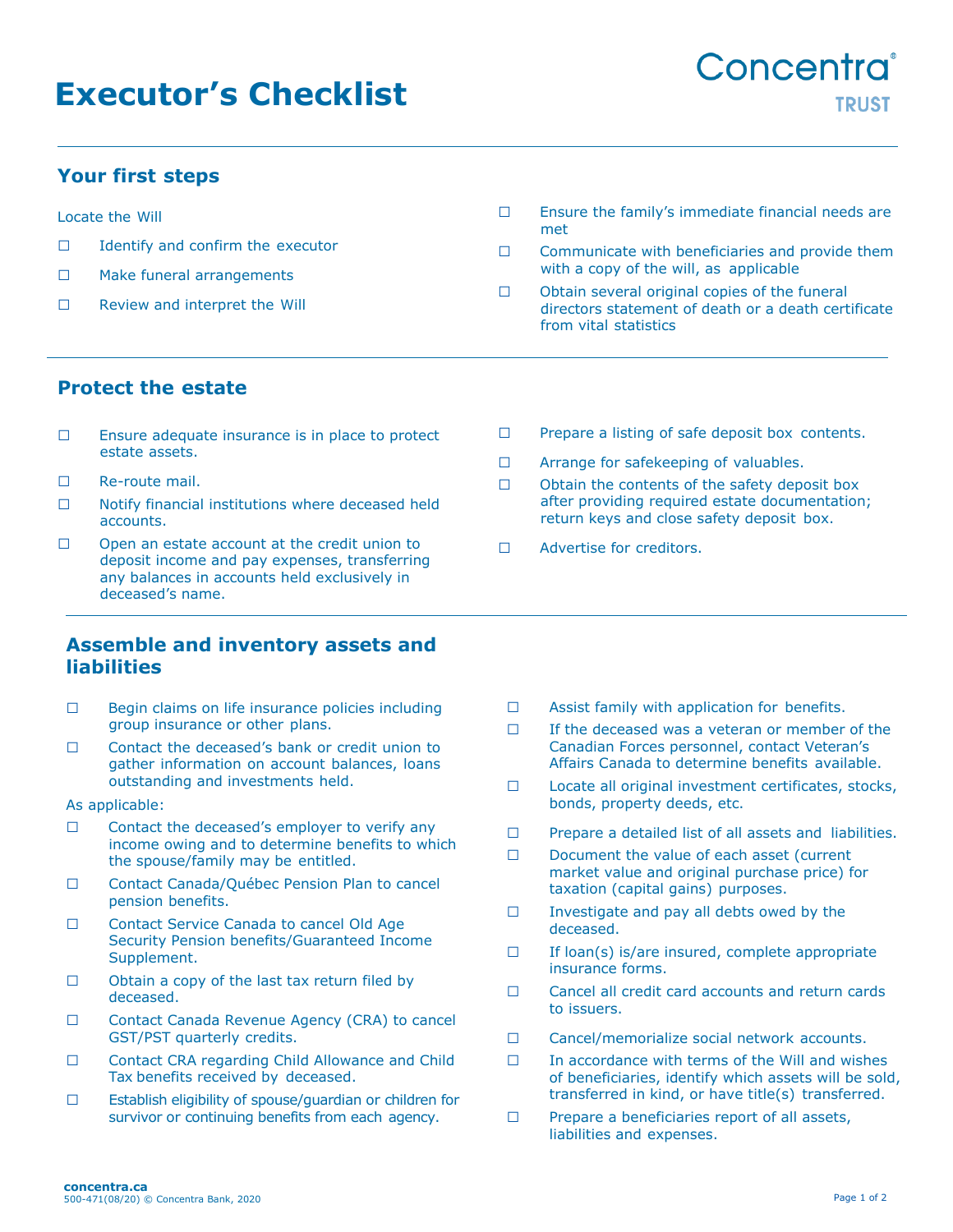# Executor's Checklist

Concentra® TRUST

## Your first steps

Locate the Will

- ☐ Identify and confirm the executor
- ☐ Make funeral arrangements
- ☐ Review and interpret the Will
- ☐ Ensure the family's immediate financial needs are met
- ☐ Communicate with beneficiaries and provide them with a copy of the will, as applicable
- ☐ Obtain several original copies of the funeral directors statement of death or a death certificate from vital statistics

## Protect the estate

- ☐ Ensure adequate insurance is in place to protect estate assets.
- ☐ Re-route mail.
- ☐ Notify financial institutions where deceased held accounts.
- ☐ Open an estate account at the credit union to deposit income and pay expenses, transferring any balances in accounts held exclusively in deceased's name.
- ☐ Prepare a listing of safe deposit box contents.
- ☐ Arrange for safekeeping of valuables.
- ☐ Obtain the contents of the safety deposit box after providing required estate documentation; return keys and close safety deposit box.
- ☐ Advertise for creditors.

## Assemble and inventory assets and liabilities

- ☐ Begin claims on life insurance policies including group insurance or other plans.
- ☐ Contact the deceased's bank or credit union to gather information on account balances, loans outstanding and investments held.

As applicable:

- ☐ Contact the deceased's employer to verify any income owing and to determine benefits to which the spouse/family may be entitled.
- ☐ Contact Canada/Québec Pension Plan to cancel pension benefits.
- ☐ Contact Service Canada to cancel Old Age Security Pension benefits/Guaranteed Income Supplement.
- ☐ Obtain a copy of the last tax return filed by deceased.
- ☐ Contact Canada Revenue Agency (CRA) to cancel GST/PST quarterly credits.
- ☐ Contact CRA regarding Child Allowance and Child Tax benefits received by deceased.
- ☐ Establish eligibility of spouse/guardian or children for survivor or continuing benefits from each agency.
- ☐ Assist family with application for benefits.
- ☐ If the deceased was a veteran or member of the Canadian Forces personnel, contact Veteran's Affairs Canada to determine benefits available.
- ☐ Locate all original investment certificates, stocks, bonds, property deeds, etc.
- ☐ Prepare a detailed list of all assets and liabilities.
- ☐ Document the value of each asset (current market value and original purchase price) for taxation (capital gains) purposes.
- ☐ Investigate and pay all debts owed by the deceased.
- ☐ If loan(s) is/are insured, complete appropriate insurance forms.
- ☐ Cancel all credit card accounts and return cards to issuers.
- ☐ Cancel/memorialize social network accounts.
- ☐ In accordance with terms of the Will and wishes of beneficiaries, identify which assets will be sold, transferred in kind, or have title(s) transferred.
- ☐ Prepare a beneficiaries report of all assets, liabilities and expenses.

**concentra.ca**
500-471(08/20) © Concentra Bank, 2020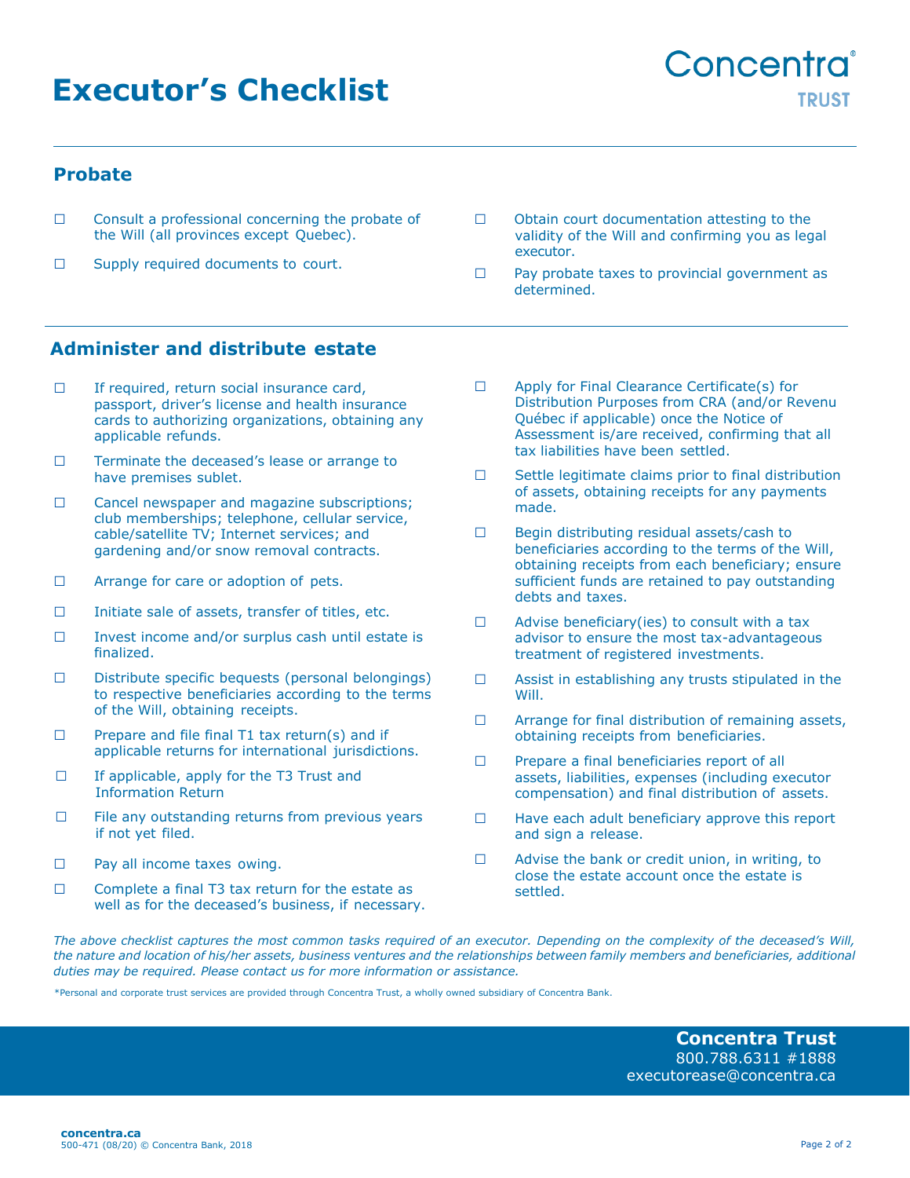# Executor's Checklist

Concentra TRUST

## Probate

- ☐ Consult a professional concerning the probate of the Will (all provinces except Quebec).
- ☐ Supply required documents to court.
- ☐ Obtain court documentation attesting to the validity of the Will and confirming you as legal executor.
- ☐ Pay probate taxes to provincial government as determined.

## Administer and distribute estate

- ☐ If required, return social insurance card, passport, driver's license and health insurance cards to authorizing organizations, obtaining any applicable refunds.
- ☐ Terminate the deceased's lease or arrange to have premises sublet.
- ☐ Cancel newspaper and magazine subscriptions; club memberships; telephone, cellular service, cable/satellite TV; Internet services; and gardening and/or snow removal contracts.
- ☐ Arrange for care or adoption of pets.
- ☐ Initiate sale of assets, transfer of titles, etc.
- ☐ Invest income and/or surplus cash until estate is finalized.
- ☐ Distribute specific bequests (personal belongings) to respective beneficiaries according to the terms of the Will, obtaining receipts.
- ☐ Prepare and file final T1 tax return(s) and if applicable returns for international jurisdictions.
- ☐ If applicable, apply for the T3 Trust and Information Return
- ☐ File any outstanding returns from previous years if not yet filed.
- ☐ Pay all income taxes owing.
- ☐ Complete a final T3 tax return for the estate as well as for the deceased's business, if necessary.
- ☐ Apply for Final Clearance Certificate(s) for Distribution Purposes from CRA (and/or Revenu Québec if applicable) once the Notice of Assessment is/are received, confirming that all tax liabilities have been settled.
- ☐ Settle legitimate claims prior to final distribution of assets, obtaining receipts for any payments made.
- ☐ Begin distributing residual assets/cash to beneficiaries according to the terms of the Will, obtaining receipts from each beneficiary; ensure sufficient funds are retained to pay outstanding debts and taxes.
- ☐ Advise beneficiary(ies) to consult with a tax advisor to ensure the most tax-advantageous treatment of registered investments.
- ☐ Assist in establishing any trusts stipulated in the Will.
- ☐ Arrange for final distribution of remaining assets, obtaining receipts from beneficiaries.
- ☐ Prepare a final beneficiaries report of all assets, liabilities, expenses (including executor compensation) and final distribution of assets.
- ☐ Have each adult beneficiary approve this report and sign a release.
- ☐ Advise the bank or credit union, in writing, to close the estate account once the estate is settled.

*The above checklist captures the most common tasks required of an executor. Depending on the complexity of the deceased's Will, the nature and location of his/her assets, business ventures and the relationships between family members and beneficiaries, additional duties may be required. Please contact us for more information or assistance.*

*Personal and corporate trust services are provided through Concentra Trust, a wholly owned subsidiary of Concentra Bank.

**Concentra Trust**
800.788.6311 #1888
executorease@concentra.ca

**concentra.ca**
500-471 (08/20) © Concentra Bank, 2018